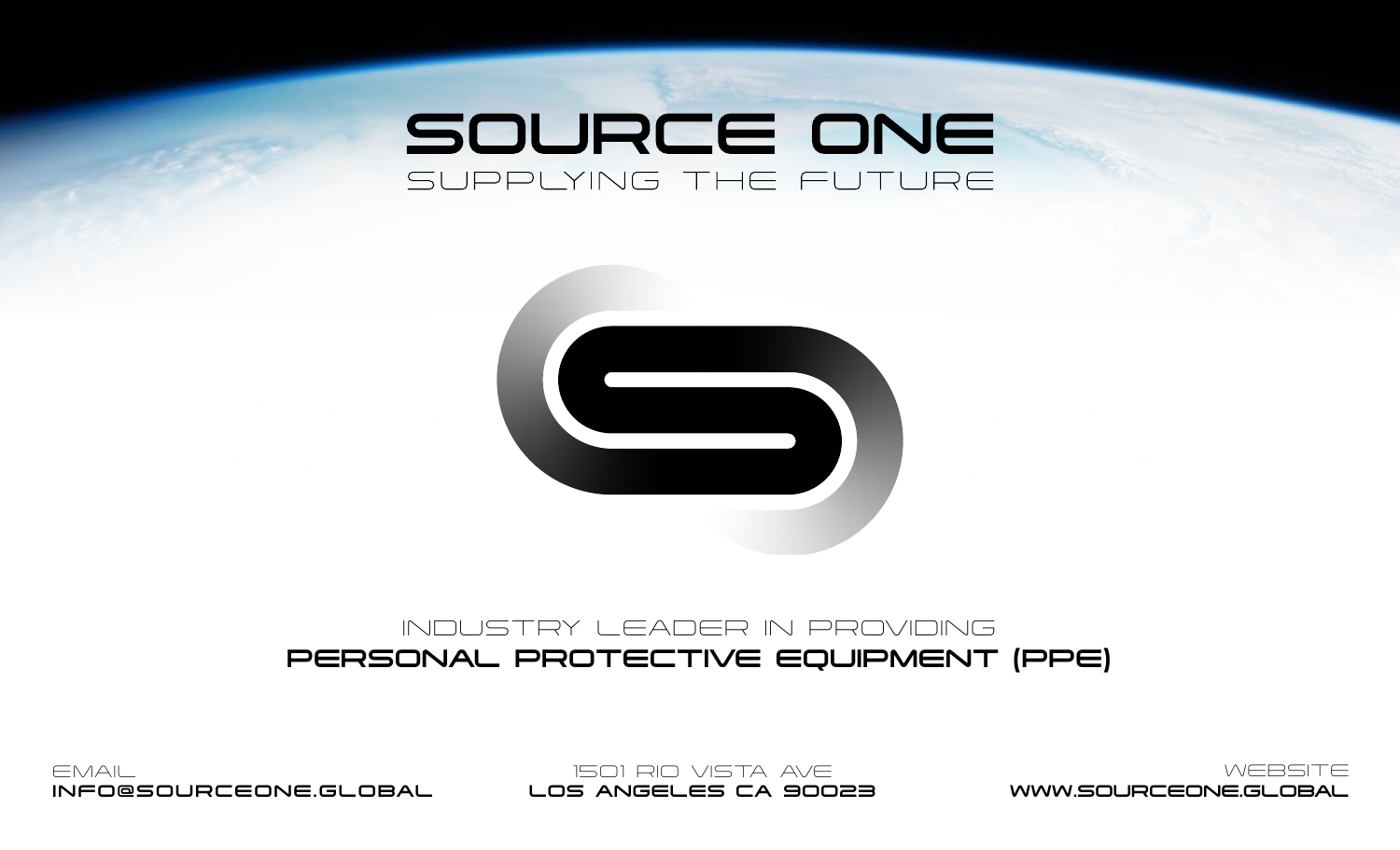# SOURCE ONE

SUPPLYING THE FUTURE

INDUSTRY LEADER IN PROVIDING

**PERSONAL PROTECTIVE EQUIPMENT (PPE)**

EMAIL
**INFO@SOURCEONE.GLOBAL**

1501 RIO VISTA AVE
**LOS ANGELES CA 90023**

WEBSITE
**WWW.SOURCEONE.GLOBAL**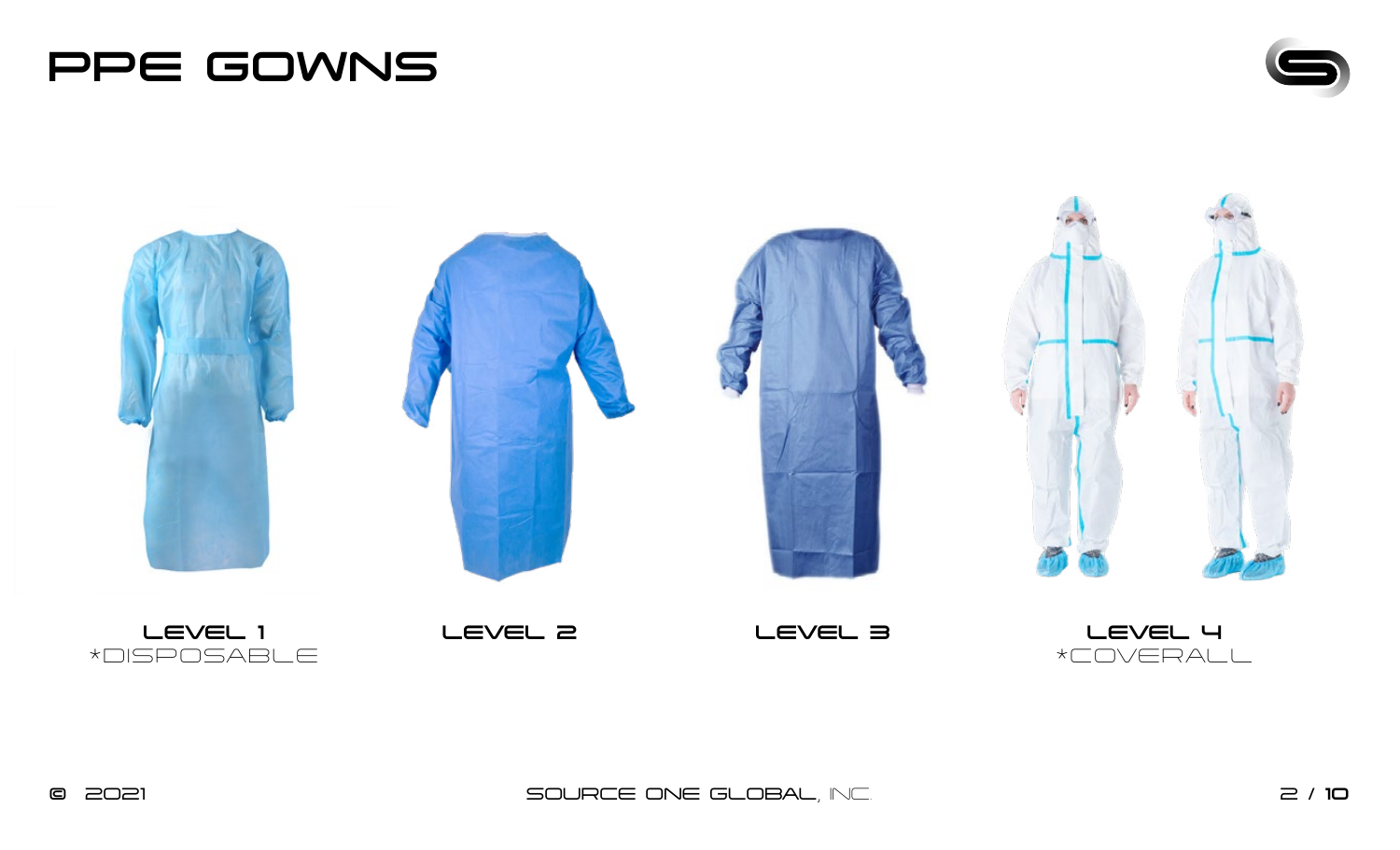# PPE GOWNS

LEVEL 1
*DISPOSABLE

LEVEL 2

LEVEL 3

LEVEL 4
*COVERALL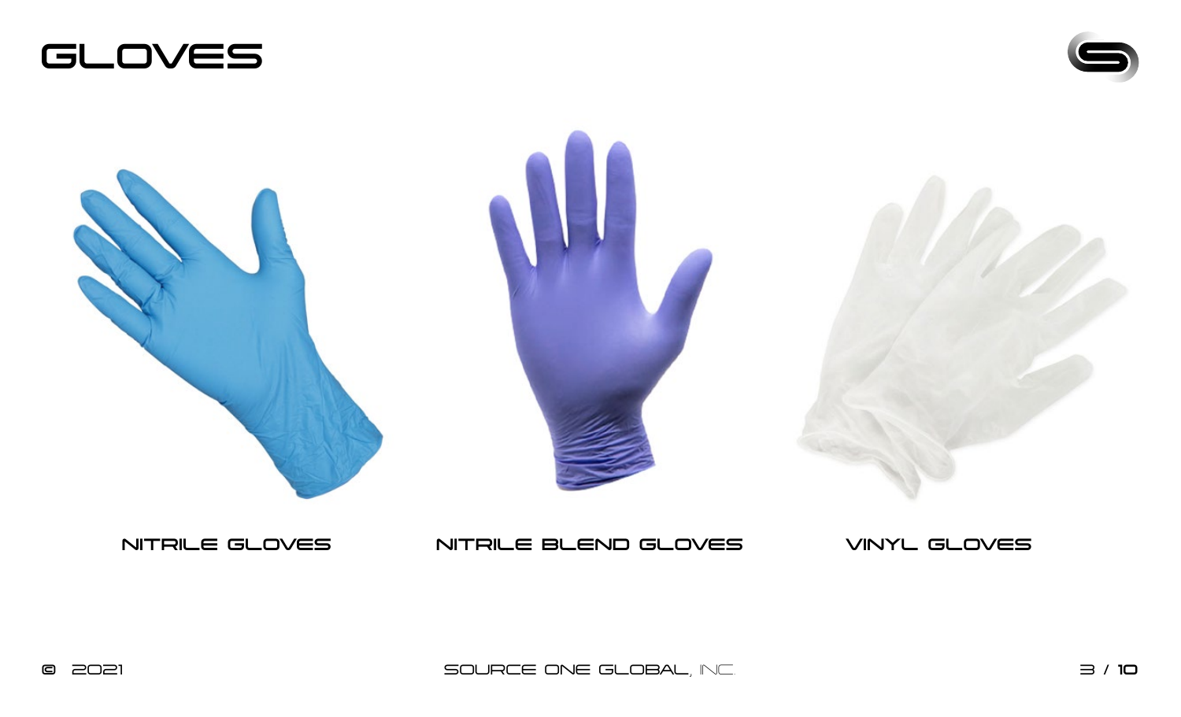# GLOVES

NITRILE GLOVES

NITRILE BLEND GLOVES

VINYL GLOVES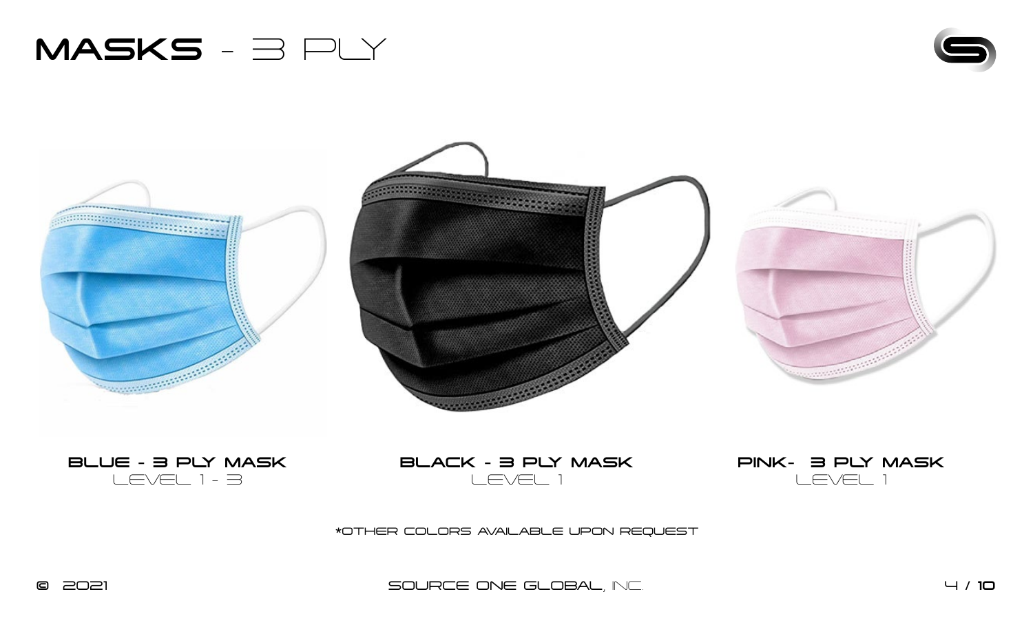# MASKS - 3 PLY

**BLUE - 3 PLY MASK**
LEVEL 1 - 3

**BLACK - 3 PLY MASK**
LEVEL 1

**PINK- 3 PLY MASK**
LEVEL 1

*OTHER COLORS AVAILABLE UPON REQUEST

© 2021

SOURCE ONE GLOBAL, INC.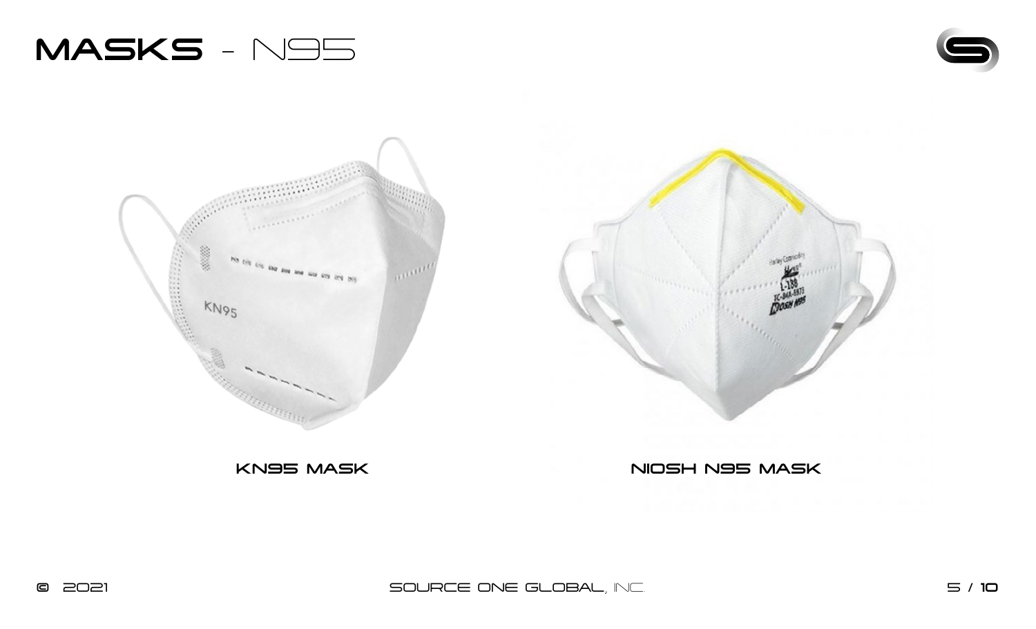# MASKS - N95

KN95 MASK

NIOSH N95 MASK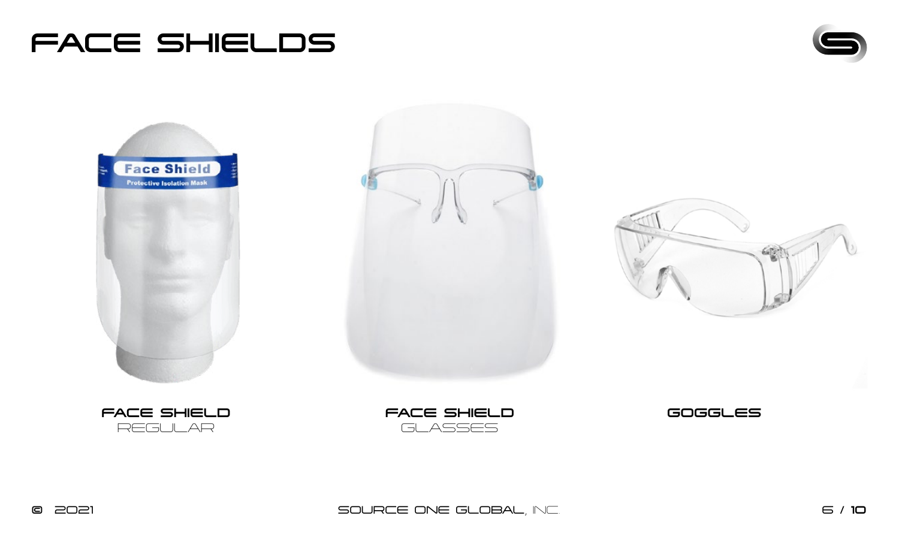# FACE SHIELDS

**FACE SHIELD**
REGULAR

**FACE SHIELD**
GLASSES

**GOGGLES**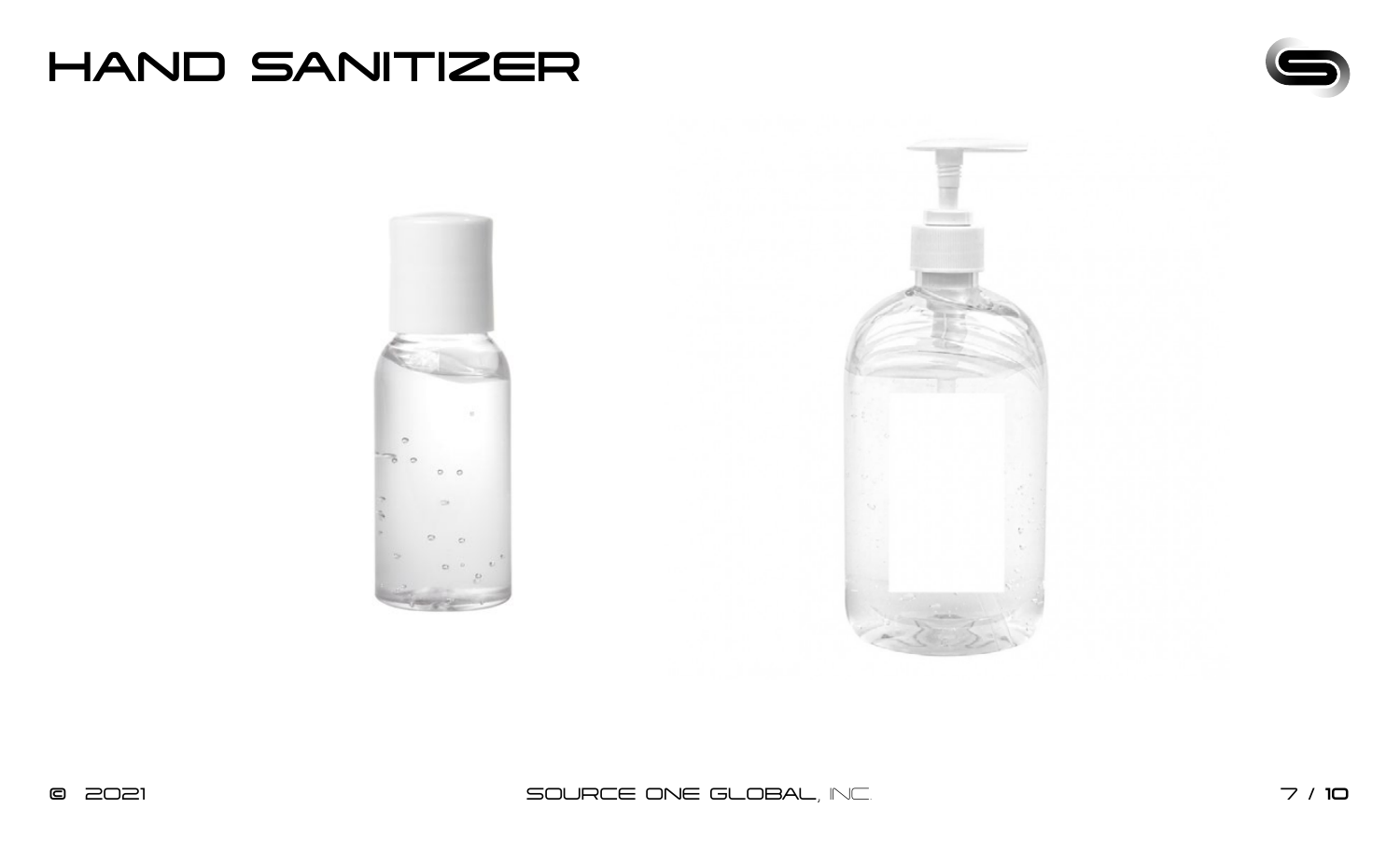# HAND SANITIZER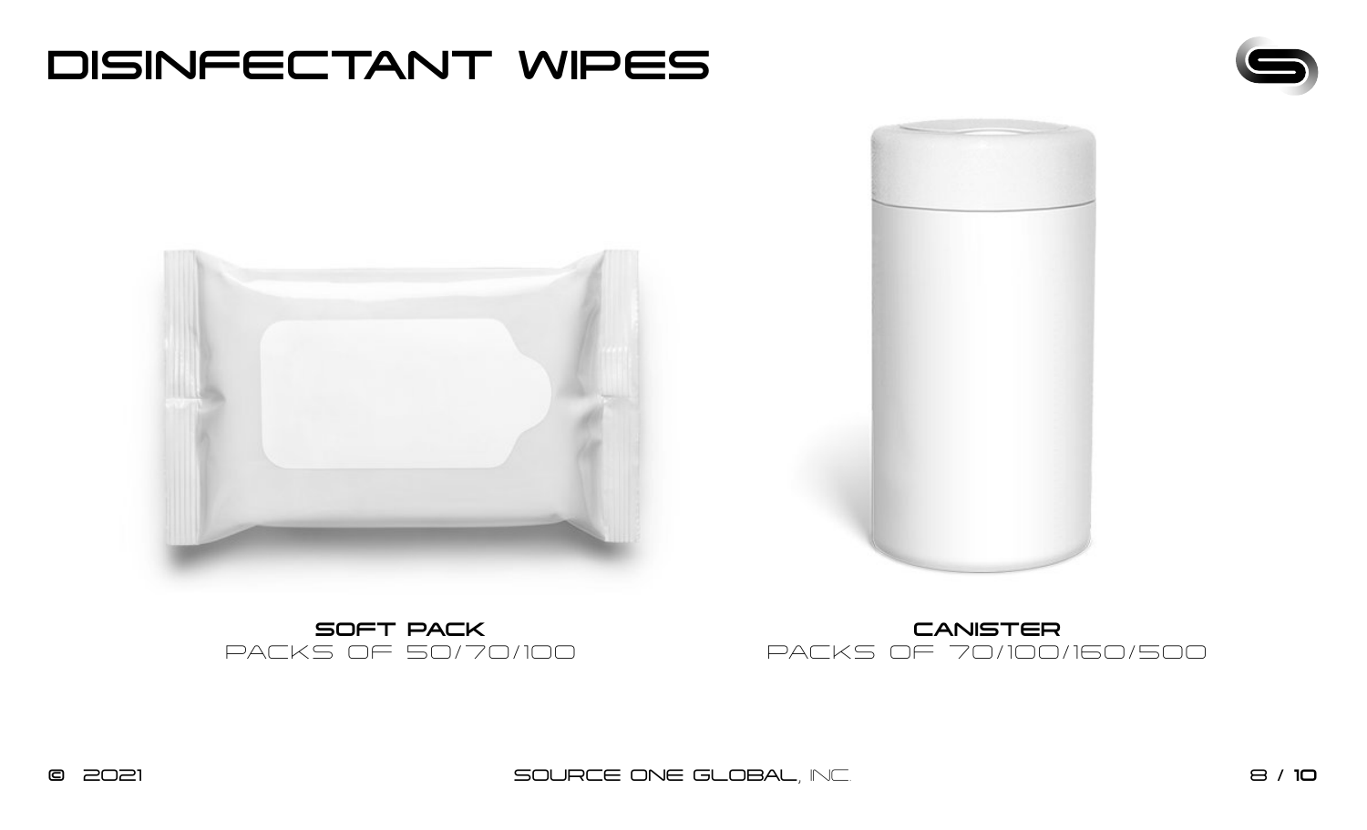# DISINFECTANT WIPES

**SOFT PACK**
PACKS OF 50/70/100

**CANISTER**
PACKS OF 70/100/160/500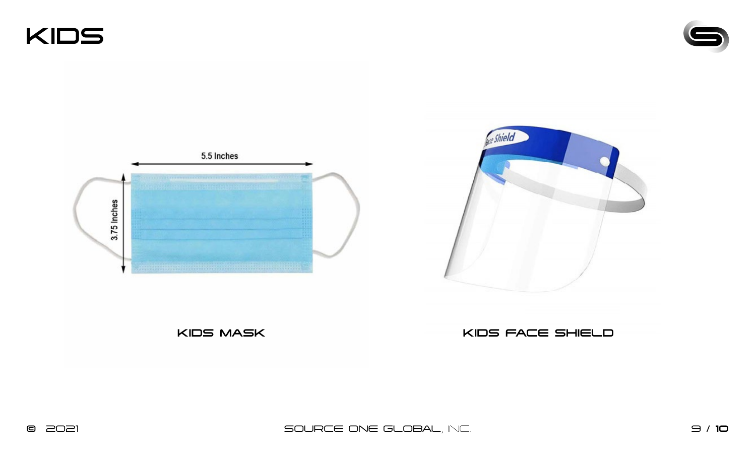# KIDS

5.5 Inches

3.75 Inches

KIDS MASK

Face Shield

KIDS FACE SHIELD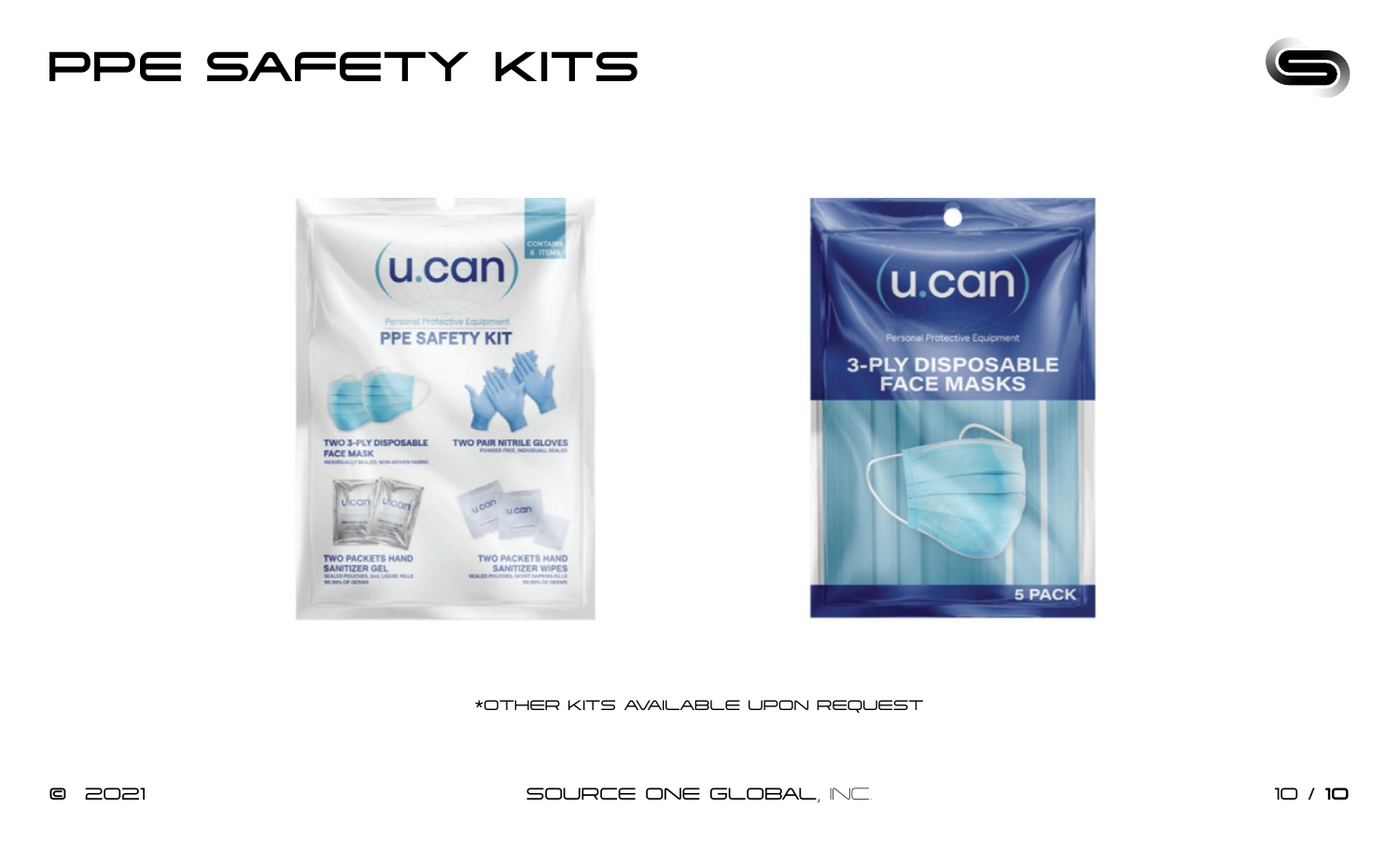# PPE SAFETY KITS

*OTHER KITS AVAILABLE UPON REQUEST